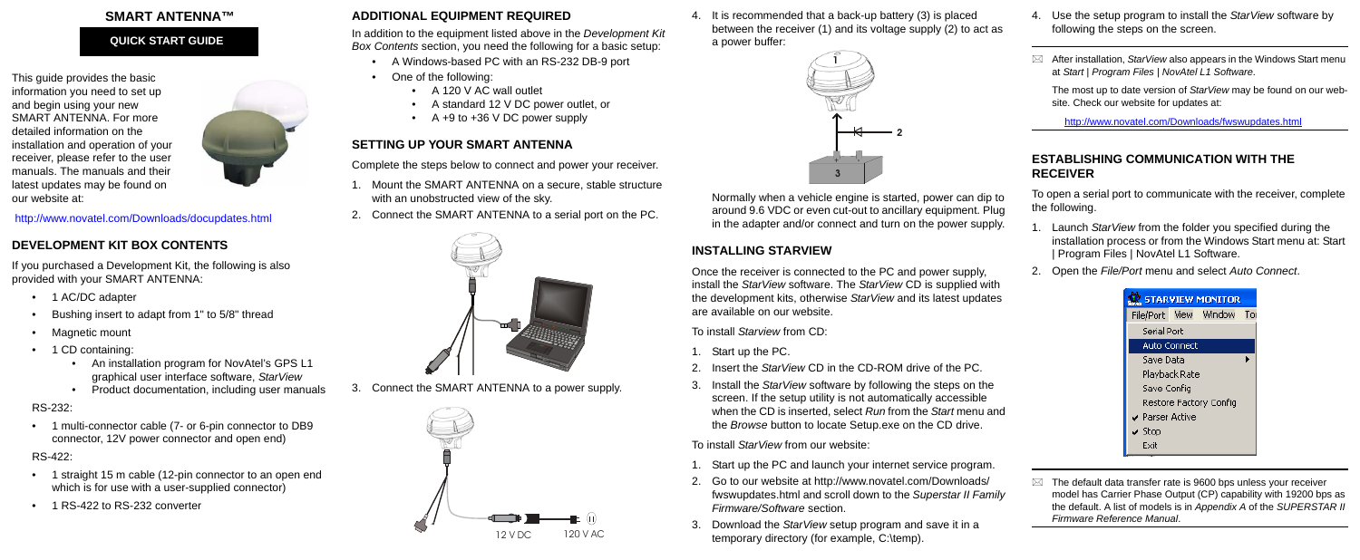# SMART ANTENNA™

**QUICK START GUIDE**

This guide provides the basic information you need to set up and begin using your new SMART ANTENNA. For more detailed information on the installation and operation of your receiver, please refer to the user manuals. The manuals and their latest updates may be found on our website at:

http://www.novatel.com/Downloads/docupdates.html

## DEVELOPMENT KIT BOX CONTENTS

If you purchased a Development Kit, the following is also provided with your SMART ANTENNA:

- 1 AC/DC adapter
- Bushing insert to adapt from 1" to 5/8" thread
- Magnetic mount
- 1 CD containing:
  - An installation program for NovAtel's GPS L1 graphical user interface software, *StarView*
  - Product documentation, including user manuals

RS-232:

- 1 multi-connector cable (7- or 6-pin connector to DB9 connector, 12V power connector and open end)

RS-422:

- 1 straight 15 m cable (12-pin connector to an open end which is for use with a user-supplied connector)
- 1 RS-422 to RS-232 converter

## ADDITIONAL EQUIPMENT REQUIRED

In addition to the equipment listed above in the *Development Kit Box Contents* section, you need the following for a basic setup:

- A Windows-based PC with an RS-232 DB-9 port
- One of the following:
  - A 120 V AC wall outlet
  - A standard 12 V DC power outlet, or
  - A +9 to +36 V DC power supply

## SETTING UP YOUR SMART ANTENNA

Complete the steps below to connect and power your receiver.

1. Mount the SMART ANTENNA on a secure, stable structure with an unobstructed view of the sky.
2. Connect the SMART ANTENNA to a serial port on the PC.
3. Connect the SMART ANTENNA to a power supply.

12 V DC 120 V AC

4. It is recommended that a back-up battery (3) is placed between the receiver (1) and its voltage supply (2) to act as a power buffer:

Normally when a vehicle engine is started, power can dip to around 9.6 VDC or even cut-out to ancillary equipment. Plug in the adapter and/or connect and turn on the power supply.

## INSTALLING STARVIEW

Once the receiver is connected to the PC and power supply, install the *StarView* software. The *StarView* CD is supplied with the development kits, otherwise *StarView* and its latest updates are available on our website.

To install *Starview* from CD:

1. Start up the PC.
2. Insert the *StarView* CD in the CD-ROM drive of the PC.
3. Install the *StarView* software by following the steps on the screen. If the setup utility is not automatically accessible when the CD is inserted, select *Run* from the *Start* menu and the *Browse* button to locate Setup.exe on the CD drive.

To install *StarView* from our website:

1. Start up the PC and launch your internet service program.
2. Go to our website at http://www.novatel.com/Downloads/fwswupdates.html and scroll down to the *Superstar II Family Firmware/Software* section.
3. Download the *StarView* setup program and save it in a temporary directory (for example, C:\temp).
4. Use the setup program to install the *StarView* software by following the steps on the screen.

After installation, *StarView* also appears in the Windows Start menu at *Start | Program Files | NovAtel L1 Software*.

The most up to date version of *StarView* may be found on our website. Check our website for updates at:

http://www.novatel.com/Downloads/fwswupdates.html

## ESTABLISHING COMMUNICATION WITH THE RECEIVER

To open a serial port to communicate with the receiver, complete the following.

1. Launch *StarView* from the folder you specified during the installation process or from the Windows Start menu at: Start | Program Files | NovAtel L1 Software.
2. Open the *File/Port* menu and select *Auto Connect*.

The default data transfer rate is 9600 bps unless your receiver model has Carrier Phase Output (CP) capability with 19200 bps as the default. A list of models is in *Appendix A* of the *SUPERSTAR II Firmware Reference Manual*.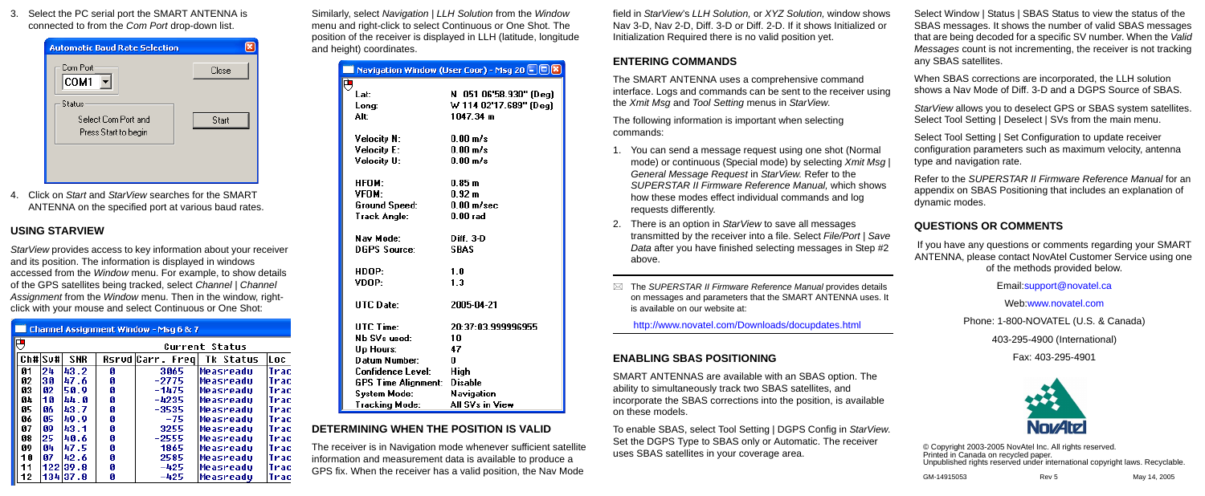3. Select the PC serial port the SMART ANTENNA is connected to from the *Com Port* drop-down list.

Automatic Baud Rate Selection

Com Port
COM1
Close
Status
Select Com Port and Press Start to begin
Start

4. Click on *Start* and *StarView* searches for the SMART ANTENNA on the specified port at various baud rates.

## USING STARVIEW

*StarView* provides access to key information about your receiver and its position. The information is displayed in windows accessed from the *Window* menu. For example, to show details of the GPS satellites being tracked, select *Channel | Channel Assignment* from the *Window* menu. Then in the window, right-click with your mouse and select Continuous or One Shot:

Channel Assignment Window - Msg 6 & 7

| Ch# | Sv# | SNR | Rsrvd | Carr. Freq | Tk Status | Loc |
|---|---|---|---|---|---|---|
| 01 | 24 | 43.2 | 0 | 3065 | Measready | Trac |
| 02 | 30 | 47.6 | 0 | -2775 | Measready | Trac |
| 03 | 02 | 50.9 | 0 | -1475 | Measready | Trac |
| 04 | 10 | 44.0 | 0 | -4235 | Measready | Trac |
| 05 | 06 | 43.7 | 0 | -3535 | Measready | Trac |
| 06 | 05 | 49.9 | 0 | -75 | Measready | Trac |
| 07 | 09 | 43.1 | 0 | 3255 | Measready | Trac |
| 08 | 25 | 40.6 | 0 | -2555 | Measready | Trac |
| 09 | 04 | 42.5 | 0 | 1865 | Measready | Trac |
| 10 | 07 | 42.6 | 0 | 2585 | Measready | Trac |
| 11 | 122 | 39.8 | 0 | -425 | Measready | Trac |
| 12 | 134 | 37.8 | 0 | -425 | Measready | Trac |

Similarly, select *Navigation | LLH Solution* from the *Window* menu and right-click to select Continuous or One Shot. The position of the receiver is displayed in LLH (latitude, longitude and height) coordinates.

Navigation Window (User Coor) - Msg 20

| | |
|---|---|
| Lat: | N 051 06'58.930" (Deg) |
| Long: | W 114 02'17.689" (Deg) |
| Alt: | 1047.34 m |
| Velocity N: | 0.00 m/s |
| Velocity E: | 0.00 m/s |
| Velocity U: | 0.00 m/s |
| HFOM: | 0.85 m |
| VFOM: | 0.92 m |
| Ground Speed: | 0.00 m/sec |
| Track Angle: | 0.00 rad |
| Nav Mode: | Diff. 3-D |
| DGPS Source: | SBAS |
| HDOP: | 1.0 |
| VDOP: | 1.3 |
| UTC Date: | 2005-04-21 |
| UTC Time: | 20:37:03.999996955 |
| Nb SVs used: | 10 |
| Up Hours: | 47 |
| Datum Number: | 0 |
| Confidence Level: | High |
| GPS Time Alignment: | Disable |
| System Mode: | Navigation |
| Tracking Mode: | All SVs in View |

## DETERMINING WHEN THE POSITION IS VALID

The receiver is in Navigation mode whenever sufficient satellite information and measurement data is available to produce a GPS fix. When the receiver has a valid position, the Nav Mode field in *StarView*'s *LLH Solution,* or *XYZ Solution,* window shows Nav 3-D, Nav 2-D, Diff. 3-D or Diff. 2-D. If it shows Initialized or Initialization Required there is no valid position yet.

## ENTERING COMMANDS

The SMART ANTENNA uses a comprehensive command interface. Logs and commands can be sent to the receiver using the *Xmit Msg* and *Tool Setting* menus in *StarView*.

The following information is important when selecting commands:

1. You can send a message request using one shot (Normal mode) or continuous (Special mode) by selecting *Xmit Msg | General Message Request* in *StarView.* Refer to the *SUPERSTAR II Firmware Reference Manual,* which shows how these modes effect individual commands and log requests differently.
2. There is an option in *StarView* to save all messages transmitted by the receiver into a file. Select *File/Port | Save Data* after you have finished selecting messages in Step #2 above.

The *SUPERSTAR II Firmware Reference Manual* provides details on messages and parameters that the SMART ANTENNA uses. It is available on our website at:

http://www.novatel.com/Downloads/docupdates.html

## ENABLING SBAS POSITIONING

SMART ANTENNAS are available with an SBAS option. The ability to simultaneously track two SBAS satellites, and incorporate the SBAS corrections into the position, is available on these models.

To enable SBAS, select Tool Setting | DGPS Config in *StarView*. Set the DGPS Type to SBAS only or Automatic. The receiver uses SBAS satellites in your coverage area.

Select Window | Status | SBAS Status to view the status of the SBAS messages. It shows the number of valid SBAS messages that are being decoded for a specific SV number. When the *Valid Messages* count is not incrementing, the receiver is not tracking any SBAS satellites.

When SBAS corrections are incorporated, the LLH solution shows a Nav Mode of Diff. 3-D and a DGPS Source of SBAS.

*StarView* allows you to deselect GPS or SBAS system satellites. Select Tool Setting | Deselect | SVs from the main menu.

Select Tool Setting | Set Configuration to update receiver configuration parameters such as maximum velocity, antenna type and navigation rate.

Refer to the *SUPERSTAR II Firmware Reference Manual* for an appendix on SBAS Positioning that includes an explanation of dynamic modes.

## QUESTIONS OR COMMENTS

If you have any questions or comments regarding your SMART ANTENNA, please contact NovAtel Customer Service using one of the methods provided below.

Email:support@novatel.ca

Web:www.novatel.com

Phone: 1-800-NOVATEL (U.S. & Canada)

403-295-4900 (International)

Fax: 403-295-4901

NovAtel

© Copyright 2003-2005 NovAtel Inc. All rights reserved.
Printed in Canada on recycled paper.
Unpublished rights reserved under international copyright laws. Recyclable.

GM-14915053 Rev 5 May 14, 2005